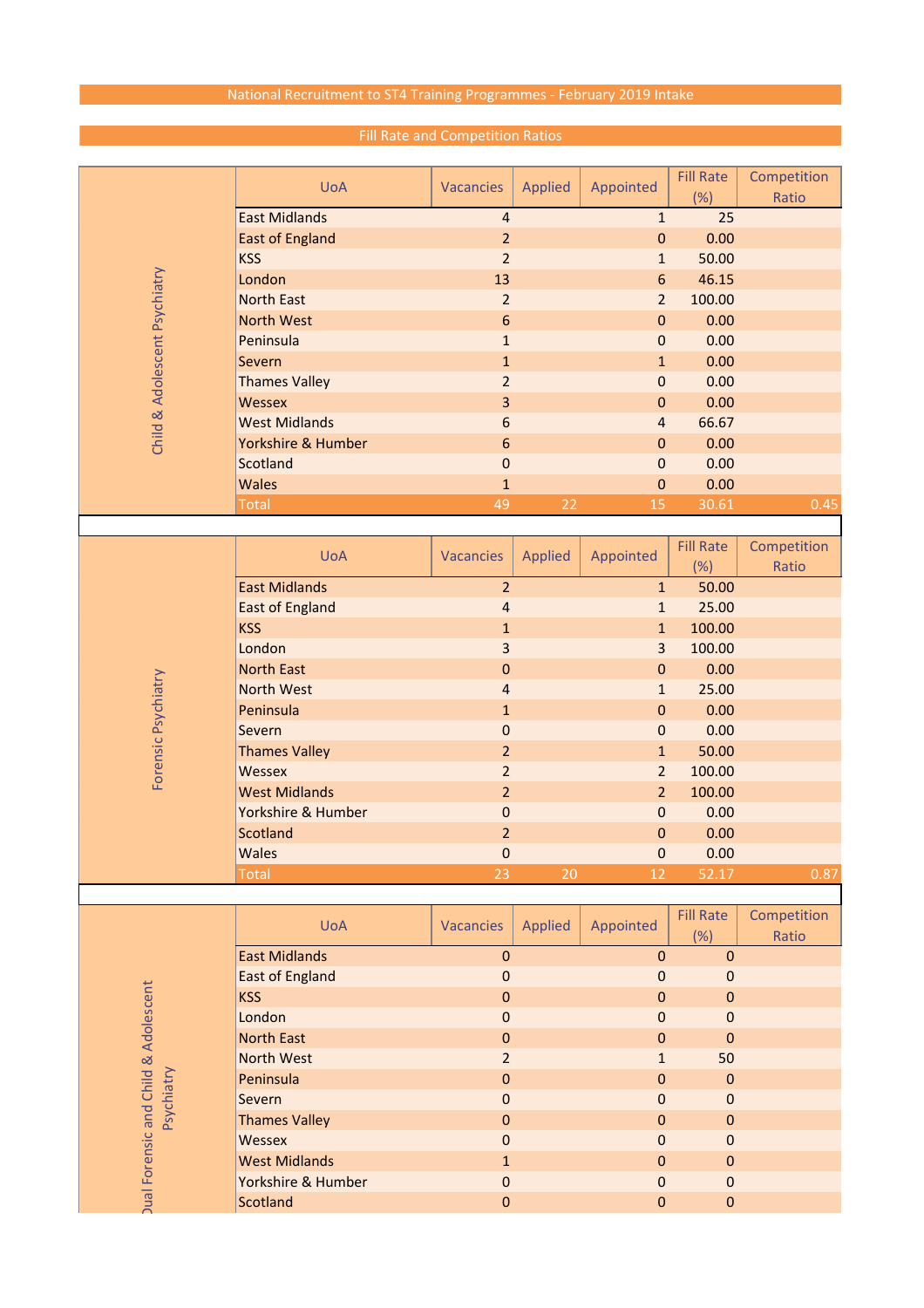# National Recruitment to ST4 Training Programmes - February 2019 Intake

## Fill Rate and Competition Ratios

### Child & Adolescent Psychiatry

| UoA | Vacancies | Applied | Appointed | Fill Rate (%) | Competition Ratio |
|---|---|---|---|---|---|
| East Midlands | 4 | | 1 | 25 | |
| East of England | 2 | | 0 | 0.00 | |
| KSS | 2 | | 1 | 50.00 | |
| London | 13 | | 6 | 46.15 | |
| North East | 2 | | 2 | 100.00 | |
| North West | 6 | | 0 | 0.00 | |
| Peninsula | 1 | | 0 | 0.00 | |
| Severn | 1 | | 1 | 0.00 | |
| Thames Valley | 2 | | 0 | 0.00 | |
| Wessex | 3 | | 0 | 0.00 | |
| West Midlands | 6 | | 4 | 66.67 | |
| Yorkshire & Humber | 6 | | 0 | 0.00 | |
| Scotland | 0 | | 0 | 0.00 | |
| Wales | 1 | | 0 | 0.00 | |
| Total | 49 | 22 | 15 | 30.61 | 0.45 |

### Forensic Psychiatry

| UoA | Vacancies | Applied | Appointed | Fill Rate (%) | Competition Ratio |
|---|---|---|---|---|---|
| East Midlands | 2 | | 1 | 50.00 | |
| East of England | 4 | | 1 | 25.00 | |
| KSS | 1 | | 1 | 100.00 | |
| London | 3 | | 3 | 100.00 | |
| North East | 0 | | 0 | 0.00 | |
| North West | 4 | | 1 | 25.00 | |
| Peninsula | 1 | | 0 | 0.00 | |
| Severn | 0 | | 0 | 0.00 | |
| Thames Valley | 2 | | 1 | 50.00 | |
| Wessex | 2 | | 2 | 100.00 | |
| West Midlands | 2 | | 2 | 100.00 | |
| Yorkshire & Humber | 0 | | 0 | 0.00 | |
| Scotland | 2 | | 0 | 0.00 | |
| Wales | 0 | | 0 | 0.00 | |
| Total | 23 | 20 | 12 | 52.17 | 0.87 |

### Dual Forensic and Child & Adolescent Psychiatry

| UoA | Vacancies | Applied | Appointed | Fill Rate (%) | Competition Ratio |
|---|---|---|---|---|---|
| East Midlands | 0 | | 0 | 0 | |
| East of England | 0 | | 0 | 0 | |
| KSS | 0 | | 0 | 0 | |
| London | 0 | | 0 | 0 | |
| North East | 0 | | 0 | 0 | |
| North West | 2 | | 1 | 50 | |
| Peninsula | 0 | | 0 | 0 | |
| Severn | 0 | | 0 | 0 | |
| Thames Valley | 0 | | 0 | 0 | |
| Wessex | 0 | | 0 | 0 | |
| West Midlands | 1 | | 0 | 0 | |
| Yorkshire & Humber | 0 | | 0 | 0 | |
| Scotland | 0 | | 0 | 0 | |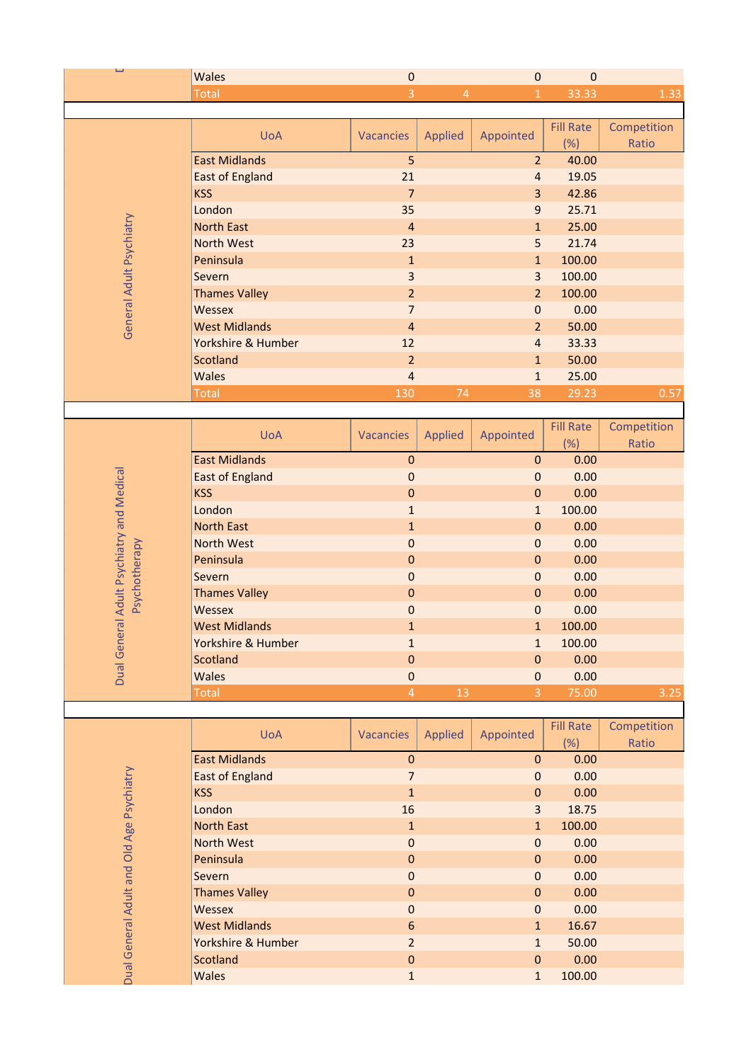| | UoA | Vacancies | Applied | Appointed | Fill Rate (%) | Competition Ratio |
|---|---|---|---|---|---|---|
| | Wales | 0 | | 0 | 0 | |
| | Total | 3 | 4 | 1 | 33.33 | 1.33 |

| General Adult Psychiatry | UoA | Vacancies | Applied | Appointed | Fill Rate (%) | Competition Ratio |
|---|---|---|---|---|---|---|
| | East Midlands | 5 | | 2 | 40.00 | |
| | East of England | 21 | | 4 | 19.05 | |
| | KSS | 7 | | 3 | 42.86 | |
| | London | 35 | | 9 | 25.71 | |
| | North East | 4 | | 1 | 25.00 | |
| | North West | 23 | | 5 | 21.74 | |
| | Peninsula | 1 | | 1 | 100.00 | |
| | Severn | 3 | | 3 | 100.00 | |
| | Thames Valley | 2 | | 2 | 100.00 | |
| | Wessex | 7 | | 0 | 0.00 | |
| | West Midlands | 4 | | 2 | 50.00 | |
| | Yorkshire & Humber | 12 | | 4 | 33.33 | |
| | Scotland | 2 | | 1 | 50.00 | |
| | Wales | 4 | | 1 | 25.00 | |
| | Total | 130 | 74 | 38 | 29.23 | 0.57 |

| Dual General Adult Psychiatry and Medical Psychotherapy | UoA | Vacancies | Applied | Appointed | Fill Rate (%) | Competition Ratio |
|---|---|---|---|---|---|---|
| | East Midlands | 0 | | 0 | 0.00 | |
| | East of England | 0 | | 0 | 0.00 | |
| | KSS | 0 | | 0 | 0.00 | |
| | London | 1 | | 1 | 100.00 | |
| | North East | 1 | | 0 | 0.00 | |
| | North West | 0 | | 0 | 0.00 | |
| | Peninsula | 0 | | 0 | 0.00 | |
| | Severn | 0 | | 0 | 0.00 | |
| | Thames Valley | 0 | | 0 | 0.00 | |
| | Wessex | 0 | | 0 | 0.00 | |
| | West Midlands | 1 | | 1 | 100.00 | |
| | Yorkshire & Humber | 1 | | 1 | 100.00 | |
| | Scotland | 0 | | 0 | 0.00 | |
| | Wales | 0 | | 0 | 0.00 | |
| | Total | 4 | 13 | 3 | 75.00 | 3.25 |

| Dual General Adult and Old Age Psychiatry | UoA | Vacancies | Applied | Appointed | Fill Rate (%) | Competition Ratio |
|---|---|---|---|---|---|---|
| | East Midlands | 0 | | 0 | 0.00 | |
| | East of England | 7 | | 0 | 0.00 | |
| | KSS | 1 | | 0 | 0.00 | |
| | London | 16 | | 3 | 18.75 | |
| | North East | 1 | | 1 | 100.00 | |
| | North West | 0 | | 0 | 0.00 | |
| | Peninsula | 0 | | 0 | 0.00 | |
| | Severn | 0 | | 0 | 0.00 | |
| | Thames Valley | 0 | | 0 | 0.00 | |
| | Wessex | 0 | | 0 | 0.00 | |
| | West Midlands | 6 | | 1 | 16.67 | |
| | Yorkshire & Humber | 2 | | 1 | 50.00 | |
| | Scotland | 0 | | 0 | 0.00 | |
| | Wales | 1 | | 1 | 100.00 | |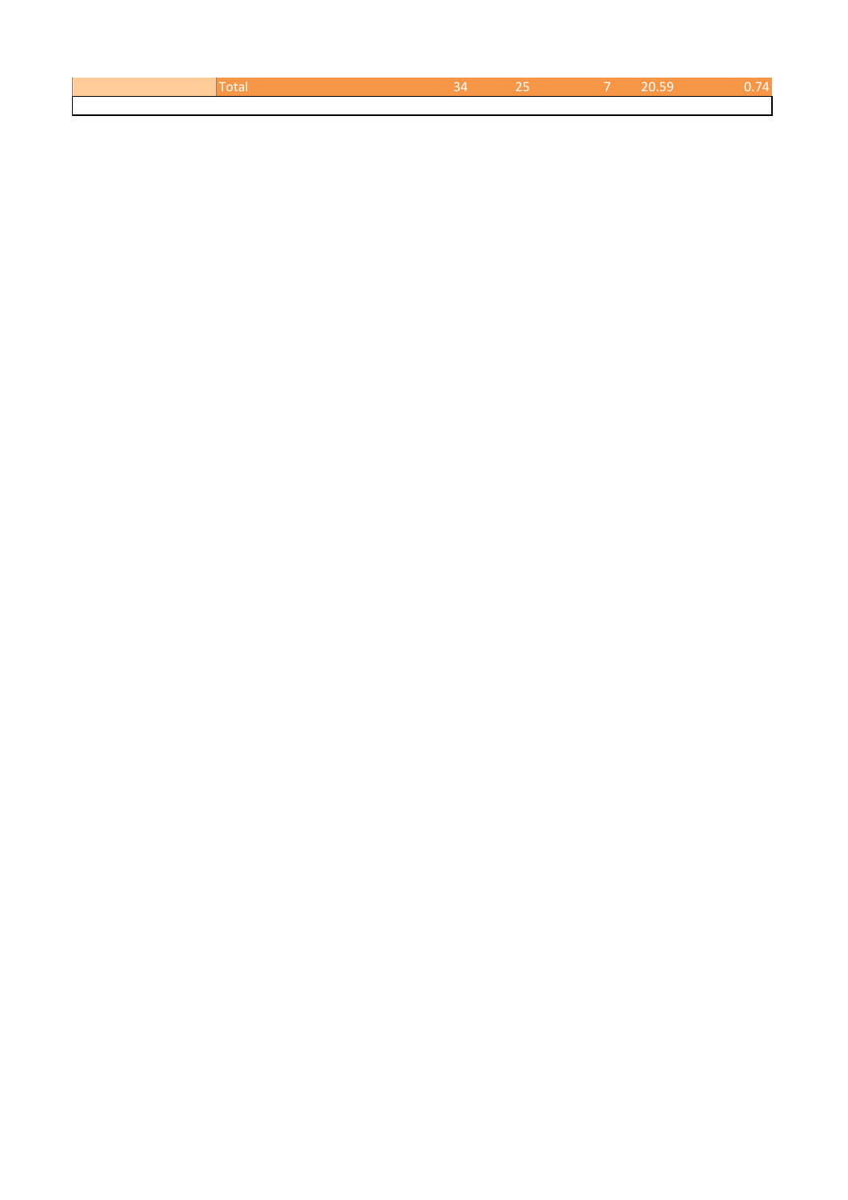|  | Total | 34 | 25 | 7 | 20.59 | 0.74 |
|---|---|---|---|---|---|---|
|  |  |  |  |  |  |  |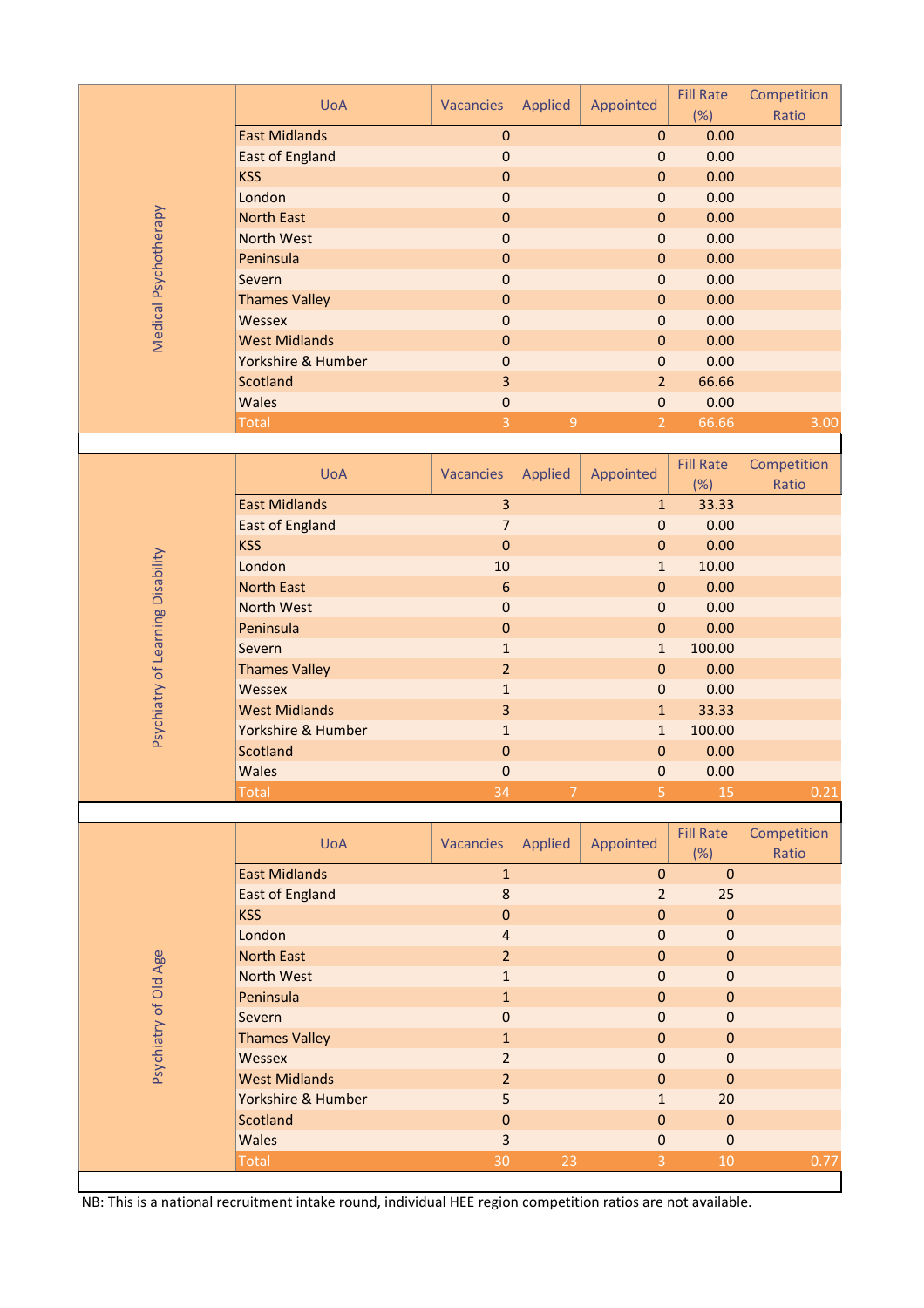## Medical Psychotherapy

| UoA | Vacancies | Applied | Appointed | Fill Rate (%) | Competition Ratio |
|---|---|---|---|---|---|
| East Midlands | 0 | | 0 | 0.00 | |
| East of England | 0 | | 0 | 0.00 | |
| KSS | 0 | | 0 | 0.00 | |
| London | 0 | | 0 | 0.00 | |
| North East | 0 | | 0 | 0.00 | |
| North West | 0 | | 0 | 0.00 | |
| Peninsula | 0 | | 0 | 0.00 | |
| Severn | 0 | | 0 | 0.00 | |
| Thames Valley | 0 | | 0 | 0.00 | |
| Wessex | 0 | | 0 | 0.00 | |
| West Midlands | 0 | | 0 | 0.00 | |
| Yorkshire & Humber | 0 | | 0 | 0.00 | |
| Scotland | 3 | | 2 | 66.66 | |
| Wales | 0 | | 0 | 0.00 | |
| Total | 3 | 9 | 2 | 66.66 | 3.00 |

## Psychiatry of Learning Disability

| UoA | Vacancies | Applied | Appointed | Fill Rate (%) | Competition Ratio |
|---|---|---|---|---|---|
| East Midlands | 3 | | 1 | 33.33 | |
| East of England | 7 | | 0 | 0.00 | |
| KSS | 0 | | 0 | 0.00 | |
| London | 10 | | 1 | 10.00 | |
| North East | 6 | | 0 | 0.00 | |
| North West | 0 | | 0 | 0.00 | |
| Peninsula | 0 | | 0 | 0.00 | |
| Severn | 1 | | 1 | 100.00 | |
| Thames Valley | 2 | | 0 | 0.00 | |
| Wessex | 1 | | 0 | 0.00 | |
| West Midlands | 3 | | 1 | 33.33 | |
| Yorkshire & Humber | 1 | | 1 | 100.00 | |
| Scotland | 0 | | 0 | 0.00 | |
| Wales | 0 | | 0 | 0.00 | |
| Total | 34 | 7 | 5 | 15 | 0.21 |

## Psychiatry of Old Age

| UoA | Vacancies | Applied | Appointed | Fill Rate (%) | Competition Ratio |
|---|---|---|---|---|---|
| East Midlands | 1 | | 0 | 0 | |
| East of England | 8 | | 2 | 25 | |
| KSS | 0 | | 0 | 0 | |
| London | 4 | | 0 | 0 | |
| North East | 2 | | 0 | 0 | |
| North West | 1 | | 0 | 0 | |
| Peninsula | 1 | | 0 | 0 | |
| Severn | 0 | | 0 | 0 | |
| Thames Valley | 1 | | 0 | 0 | |
| Wessex | 2 | | 0 | 0 | |
| West Midlands | 2 | | 0 | 0 | |
| Yorkshire & Humber | 5 | | 1 | 20 | |
| Scotland | 0 | | 0 | 0 | |
| Wales | 3 | | 0 | 0 | |
| Total | 30 | 23 | 3 | 10 | 0.77 |

NB: This is a national recruitment intake round, individual HEE region competition ratios are not available.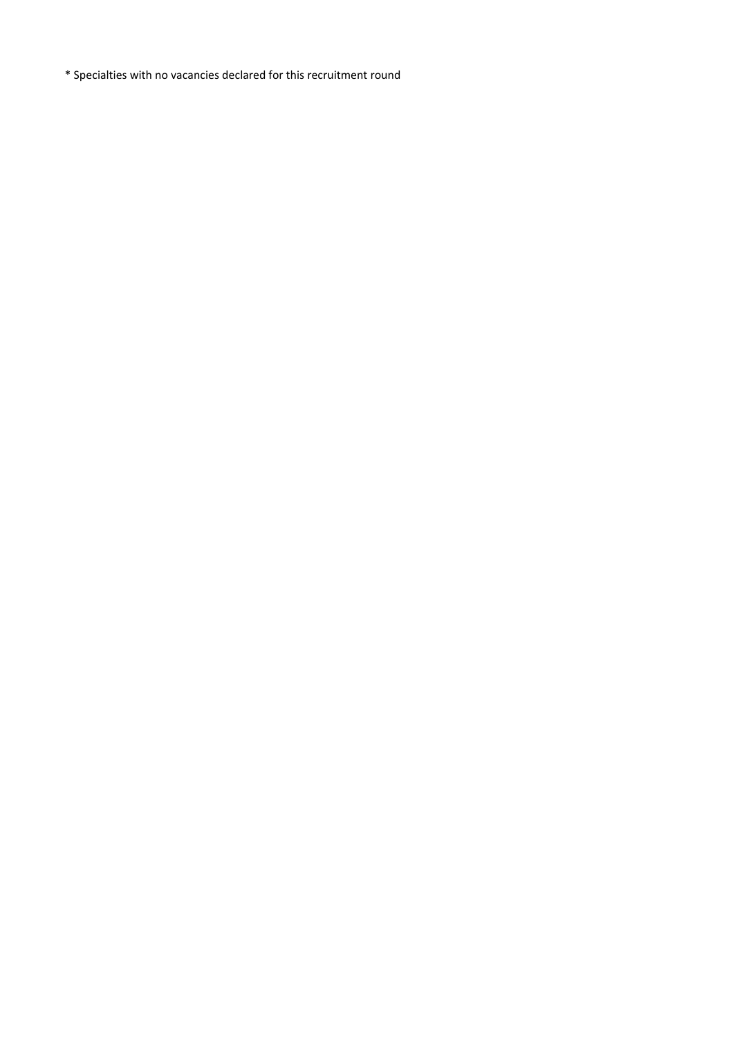* Specialties with no vacancies declared for this recruitment round